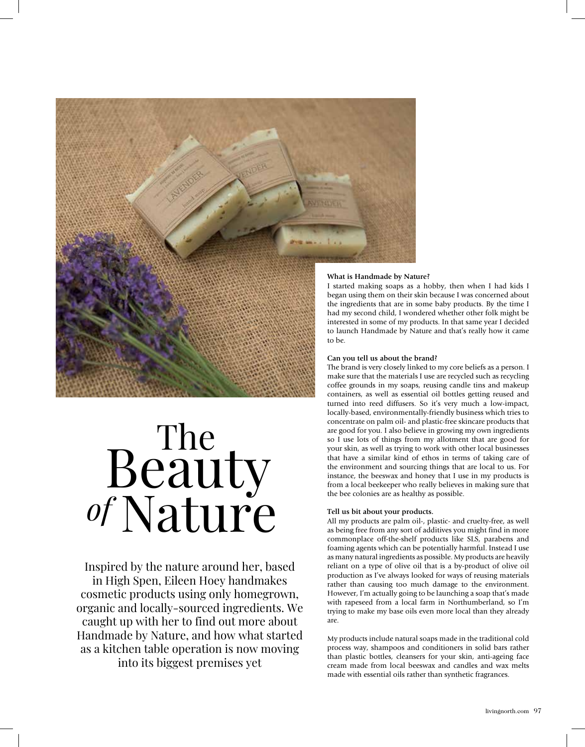# The Beauty *of* Nature

Inspired by the nature around her, based in High Spen, Eileen Hoey handmakes cosmetic products using only homegrown, organic and locally-sourced ingredients. We caught up with her to find out more about Handmade by Nature, and how what started as a kitchen table operation is now moving into its biggest premises yet

**What is Handmade by Nature?**

I started making soaps as a hobby, then when I had kids I began using them on their skin because I was concerned about the ingredients that are in some baby products. By the time I had my second child, I wondered whether other folk might be interested in some of my products. In that same year I decided to launch Handmade by Nature and that's really how it came to be.

**Can you tell us about the brand?**

The brand is very closely linked to my core beliefs as a person. I make sure that the materials I use are recycled such as recycling coffee grounds in my soaps, reusing candle tins and makeup containers, as well as essential oil bottles getting reused and turned into reed diffusers. So it's very much a low-impact, locally-based, environmentally-friendly business which tries to concentrate on palm oil- and plastic-free skincare products that are good for you. I also believe in growing my own ingredients so I use lots of things from my allotment that are good for your skin, as well as trying to work with other local businesses that have a similar kind of ethos in terms of taking care of the environment and sourcing things that are local to us. For instance, the beeswax and honey that I use in my products is from a local beekeeper who really believes in making sure that the bee colonies are as healthy as possible.

**Tell us bit about your products.**

All my products are palm oil-, plastic- and cruelty-free, as well as being free from any sort of additives you might find in more commonplace off-the-shelf products like SLS, parabens and foaming agents which can be potentially harmful. Instead I use as many natural ingredients as possible. My products are heavily reliant on a type of olive oil that is a by-product of olive oil production as I've always looked for ways of reusing materials rather than causing too much damage to the environment. However, I'm actually going to be launching a soap that's made with rapeseed from a local farm in Northumberland, so I'm trying to make my base oils even more local than they already are.

My products include natural soaps made in the traditional cold process way, shampoos and conditioners in solid bars rather than plastic bottles, cleansers for your skin, anti-ageing face cream made from local beeswax and candles and wax melts made with essential oils rather than synthetic fragrances.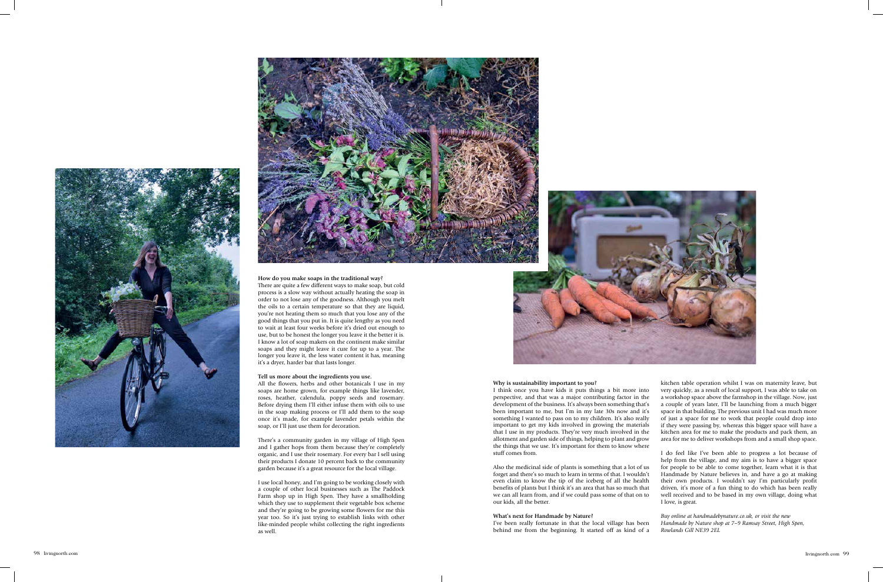**How do you make soaps in the traditional way?**
There are quite a few different ways to make soap, but cold process is a slow way without actually heating the soap in order to not lose any of the goodness. Although you melt the oils to a certain temperature so that they are liquid, you're not heating them so much that you lose any of the good things that you put in. It is quite lengthy as you need to wait at least four weeks before it's dried out enough to use, but to be honest the longer you leave it the better it is. I know a lot of soap makers on the continent make similar soaps and they might leave it cure for up to a year. The longer you leave it, the less water content it has, meaning it's a dryer, harder bar that lasts longer.

**Tell us more about the ingredients you use.**
All the flowers, herbs and other botanicals I use in my soaps are home grown, for example things like lavender, roses, heather, calendula, poppy seeds and rosemary. Before drying them I'll either infuse them with oils to use in the soap making process or I'll add them to the soap once it's made, for example lavender petals within the soap, or I'll just use them for decoration.

There's a community garden in my village of High Spen and I gather hops from them because they're completely organic, and I use their rosemary. For every bar I sell using their products I donate 10 percent back to the community garden because it's a great resource for the local village.

I use local honey, and I'm going to be working closely with a couple of other local businesses such as The Paddock Farm shop up in High Spen. They have a smallholding which they use to supplement their vegetable box scheme and they're going to be growing some flowers for me this year too. So it's just trying to establish links with other like-minded people whilst collecting the right ingredients as well.

**Why is sustainability important to you?**
I think once you have kids it puts things a bit more into perspective, and that was a major contributing factor in the development of the business. It's always been something that's been important to me, but I'm in my late 30s now and it's something I wanted to pass on to my children. It's also really important to get my kids involved in growing the materials that I use in my products. They're very much involved in the allotment and garden side of things, helping to plant and grow the things that we use. It's important for them to know where stuff comes from.

Also the medicinal side of plants is something that a lot of us forget and there's so much to learn in terms of that. I wouldn't even claim to know the tip of the iceberg of all the health benefits of plants but I think it's an area that has so much that we can all learn from, and if we could pass some of that on to our kids, all the better.

**What's next for Handmade by Nature?**
I've been really fortunate in that the local village has been behind me from the beginning. It started off as kind of a kitchen table operation whilst I was on maternity leave, but very quickly, as a result of local support, I was able to take on a workshop space above the farmshop in the village. Now, just a couple of years later, I'll be launching from a much bigger space in that building. The previous unit I had was much more of just a space for me to work that people could drop into if they were passing by, whereas this bigger space will have a kitchen area for me to make the products and pack them, an area for me to deliver workshops from and a small shop space.

I do feel like I've been able to progress a lot because of help from the village, and my aim is to have a bigger space for people to be able to come together, learn what it is that Handmade by Nature believes in, and have a go at making their own products. I wouldn't say I'm particularly profit driven, it's more of a fun thing to do which has been really well received and to be based in my own village, doing what I love, is great.

*Buy online at handmadebynature.co.uk, or visit the new Handmade by Nature shop at 7–9 Ramsay Street, High Spen, Rowlands Gill NE39 2EL*